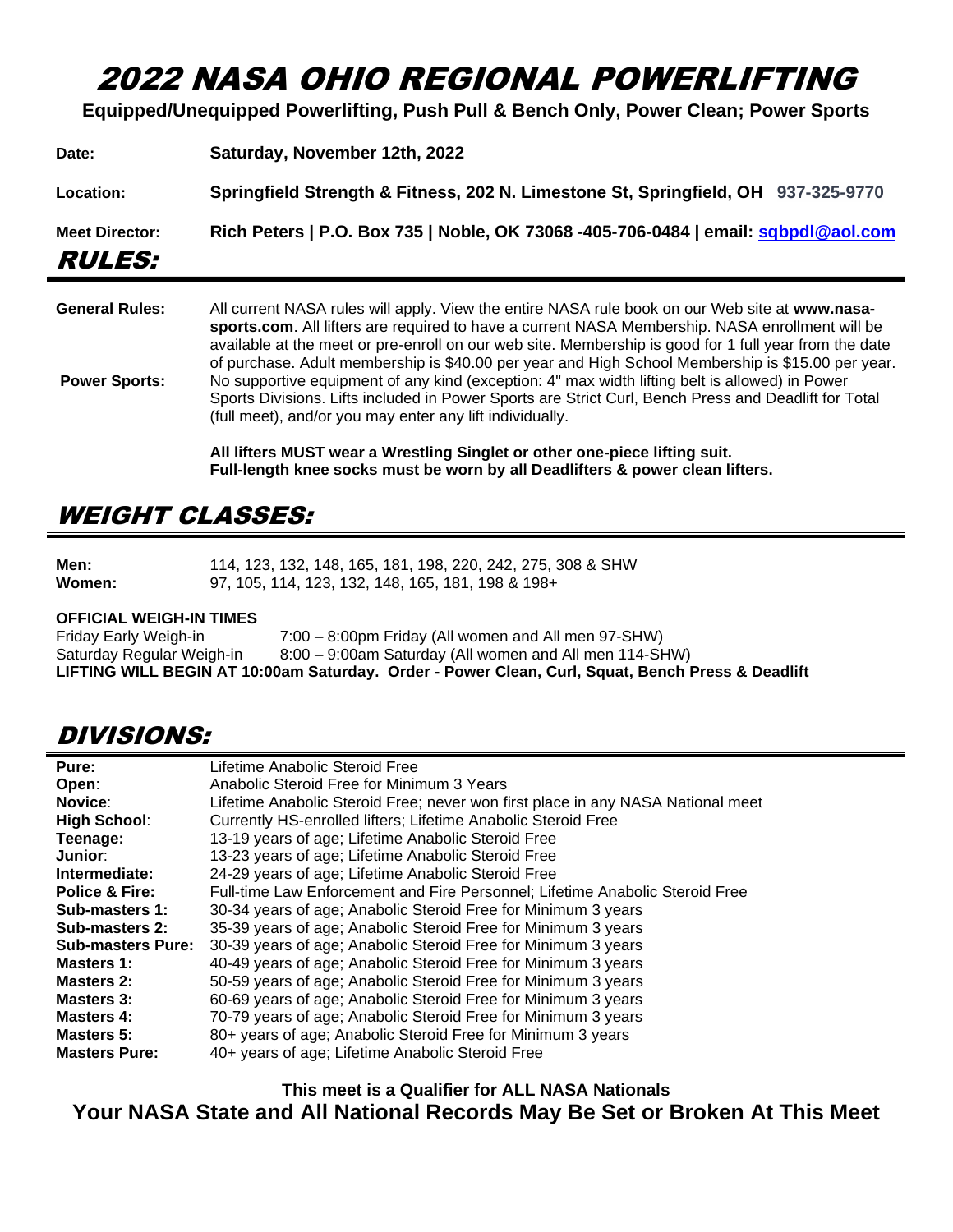# 2022 NASA OHIO REGIONAL POWERLIFTING

**Equipped/Unequipped Powerlifting, Push Pull & Bench Only, Power Clean; Power Sports**

**Date:** **Saturday, November 12th, 2022**

**Location:** **Springfield Strength & Fitness, 202 N. Limestone St, Springfield, OH 937-325-9770**

**Meet Director:** **Rich Peters | P.O. Box 735 | Noble, OK 73068 -405-706-0484 | email: sqbpdl@aol.com**

## RULES:

**General Rules:** All current NASA rules will apply. View the entire NASA rule book on our Web site at **www.nasa-sports.com**. All lifters are required to have a current NASA Membership. NASA enrollment will be available at the meet or pre-enroll on our web site. Membership is good for 1 full year from the date of purchase. Adult membership is $40.00 per year and High School Membership is $15.00 per year.

**Power Sports:** No supportive equipment of any kind (exception: 4" max width lifting belt is allowed) in Power Sports Divisions. Lifts included in Power Sports are Strict Curl, Bench Press and Deadlift for Total (full meet), and/or you may enter any lift individually.

**All lifters MUST wear a Wrestling Singlet or other one-piece lifting suit.**
**Full-length knee socks must be worn by all Deadlifters & power clean lifters.**

## WEIGHT CLASSES:

**Men:** 114, 123, 132, 148, 165, 181, 198, 220, 242, 275, 308 & SHW
**Women:** 97, 105, 114, 123, 132, 148, 165, 181, 198 & 198+

**OFFICIAL WEIGH-IN TIMES**

Friday Early Weigh-in — 7:00 – 8:00pm Friday (All women and All men 97-SHW)
Saturday Regular Weigh-in — 8:00 – 9:00am Saturday (All women and All men 114-SHW)

**LIFTING WILL BEGIN AT 10:00am Saturday. Order - Power Clean, Curl, Squat, Bench Press & Deadlift**

## DIVISIONS:

| Division | Description |
|---|---|
| **Pure:** | Lifetime Anabolic Steroid Free |
| **Open:** | Anabolic Steroid Free for Minimum 3 Years |
| **Novice:** | Lifetime Anabolic Steroid Free; never won first place in any NASA National meet |
| **High School:** | Currently HS-enrolled lifters; Lifetime Anabolic Steroid Free |
| **Teenage:** | 13-19 years of age; Lifetime Anabolic Steroid Free |
| **Junior:** | 13-23 years of age; Lifetime Anabolic Steroid Free |
| **Intermediate:** | 24-29 years of age; Lifetime Anabolic Steroid Free |
| **Police & Fire:** | Full-time Law Enforcement and Fire Personnel; Lifetime Anabolic Steroid Free |
| **Sub-masters 1:** | 30-34 years of age; Anabolic Steroid Free for Minimum 3 years |
| **Sub-masters 2:** | 35-39 years of age; Anabolic Steroid Free for Minimum 3 years |
| **Sub-masters Pure:** | 30-39 years of age; Anabolic Steroid Free for Minimum 3 years |
| **Masters 1:** | 40-49 years of age; Anabolic Steroid Free for Minimum 3 years |
| **Masters 2:** | 50-59 years of age; Anabolic Steroid Free for Minimum 3 years |
| **Masters 3:** | 60-69 years of age; Anabolic Steroid Free for Minimum 3 years |
| **Masters 4:** | 70-79 years of age; Anabolic Steroid Free for Minimum 3 years |
| **Masters 5:** | 80+ years of age; Anabolic Steroid Free for Minimum 3 years |
| **Masters Pure:** | 40+ years of age; Lifetime Anabolic Steroid Free |

**This meet is a Qualifier for ALL NASA Nationals**

**Your NASA State and All National Records May Be Set or Broken At This Meet**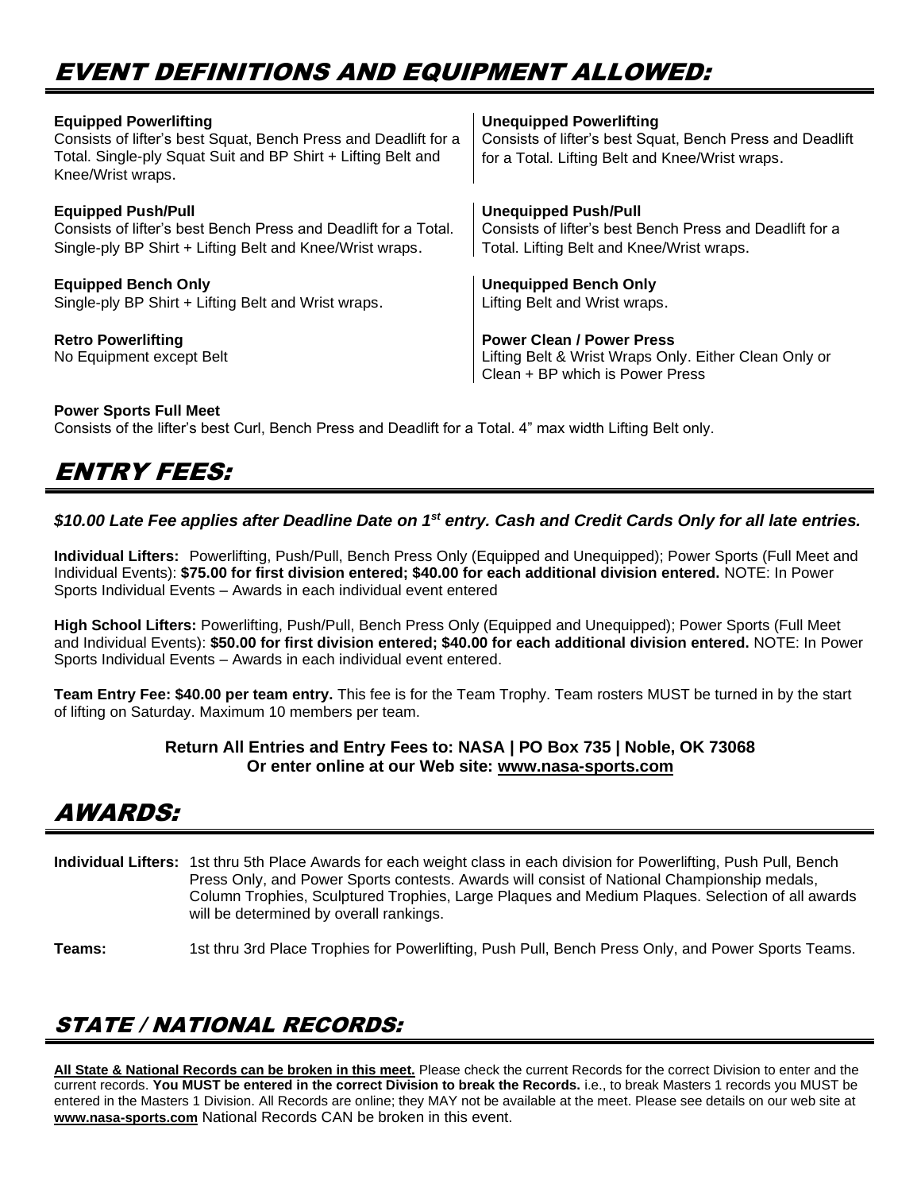# EVENT DEFINITIONS AND EQUIPMENT ALLOWED:

**Equipped Powerlifting**
Consists of lifter's best Squat, Bench Press and Deadlift for a Total. Single-ply Squat Suit and BP Shirt + Lifting Belt and Knee/Wrist wraps.

**Unequipped Powerlifting**
Consists of lifter's best Squat, Bench Press and Deadlift for a Total. Lifting Belt and Knee/Wrist wraps.

**Equipped Push/Pull**
Consists of lifter's best Bench Press and Deadlift for a Total. Single-ply BP Shirt + Lifting Belt and Knee/Wrist wraps.

**Unequipped Push/Pull**
Consists of lifter's best Bench Press and Deadlift for a Total. Lifting Belt and Knee/Wrist wraps.

**Equipped Bench Only**
Single-ply BP Shirt + Lifting Belt and Wrist wraps.

**Unequipped Bench Only**
Lifting Belt and Wrist wraps.

**Retro Powerlifting**
No Equipment except Belt

**Power Clean / Power Press**
Lifting Belt & Wrist Wraps Only. Either Clean Only or Clean + BP which is Power Press

**Power Sports Full Meet**
Consists of the lifter's best Curl, Bench Press and Deadlift for a Total. 4" max width Lifting Belt only.

# ENTRY FEES:

***$10.00 Late Fee applies after Deadline Date on 1st entry. Cash and Credit Cards Only for all late entries.***

**Individual Lifters:** Powerlifting, Push/Pull, Bench Press Only (Equipped and Unequipped); Power Sports (Full Meet and Individual Events): **$75.00 for first division entered; $40.00 for each additional division entered.** NOTE: In Power Sports Individual Events – Awards in each individual event entered

**High School Lifters:** Powerlifting, Push/Pull, Bench Press Only (Equipped and Unequipped); Power Sports (Full Meet and Individual Events): **$50.00 for first division entered; $40.00 for each additional division entered.** NOTE: In Power Sports Individual Events – Awards in each individual event entered.

**Team Entry Fee: $40.00 per team entry.** This fee is for the Team Trophy. Team rosters MUST be turned in by the start of lifting on Saturday. Maximum 10 members per team.

**Return All Entries and Entry Fees to: NASA | PO Box 735 | Noble, OK 73068**
**Or enter online at our Web site: www.nasa-sports.com**

# AWARDS:

**Individual Lifters:** 1st thru 5th Place Awards for each weight class in each division for Powerlifting, Push Pull, Bench Press Only, and Power Sports contests. Awards will consist of National Championship medals, Column Trophies, Sculptured Trophies, Large Plaques and Medium Plaques. Selection of all awards will be determined by overall rankings.

**Teams:** 1st thru 3rd Place Trophies for Powerlifting, Push Pull, Bench Press Only, and Power Sports Teams.

# STATE / NATIONAL RECORDS:

**All State & National Records can be broken in this meet.** Please check the current Records for the correct Division to enter and the current records. **You MUST be entered in the correct Division to break the Records.** i.e., to break Masters 1 records you MUST be entered in the Masters 1 Division. All Records are online; they MAY not be available at the meet. Please see details on our web site at **www.nasa-sports.com** National Records CAN be broken in this event.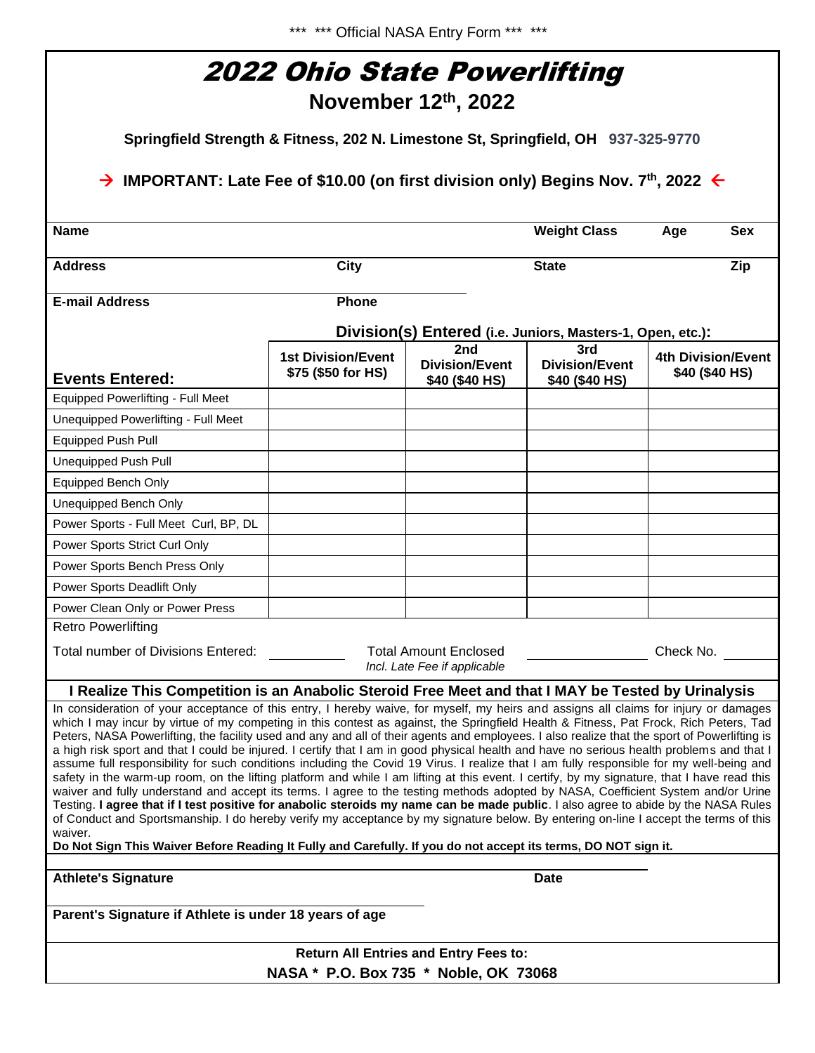*** *** Official NASA Entry Form *** ***

# 2022 Ohio State Powerlifting

## November 12th, 2022

**Springfield Strength & Fitness, 202 N. Limestone St, Springfield, OH 937-325-9770**

**→ IMPORTANT: Late Fee of $10.00 (on first division only) Begins Nov. 7th, 2022 ←**

| **Name** | | **Weight Class** | **Age** | **Sex** |
|---|---|---|---|---|
| **Address** | **City** | **State** | | **Zip** |
| **E-mail Address** | **Phone** | | | |

**Division(s) Entered (i.e. Juniors, Masters-1, Open, etc.):**

| **Events Entered:** | **1st Division/Event $75 ($50 for HS)** | **2nd Division/Event $40 ($40 HS)** | **3rd Division/Event $40 ($40 HS)** | **4th Division/Event $40 ($40 HS)** |
|---|---|---|---|---|
| Equipped Powerlifting - Full Meet | | | | |
| Unequipped Powerlifting - Full Meet | | | | |
| Equipped Push Pull | | | | |
| Unequipped Push Pull | | | | |
| Equipped Bench Only | | | | |
| Unequipped Bench Only | | | | |
| Power Sports - Full Meet Curl, BP, DL | | | | |
| Power Sports Strict Curl Only | | | | |
| Power Sports Bench Press Only | | | | |
| Power Sports Deadlift Only | | | | |
| Power Clean Only or Power Press | | | | |
| Retro Powerlifting | | | | |

Total number of Divisions Entered: ________ Total Amount Enclosed *Incl. Late Fee if applicable* ________ Check No. ________

**I Realize This Competition is an Anabolic Steroid Free Meet and that I MAY be Tested by Urinalysis**

In consideration of your acceptance of this entry, I hereby waive, for myself, my heirs and assigns all claims for injury or damages which I may incur by virtue of my competing in this contest as against, the Springfield Health & Fitness, Pat Frock, Rich Peters, Tad Peters, NASA Powerlifting, the facility used and any and all of their agents and employees. I also realize that the sport of Powerlifting is a high risk sport and that I could be injured. I certify that I am in good physical health and have no serious health problems and that I assume full responsibility for such conditions including the Covid 19 Virus. I realize that I am fully responsible for my well-being and safety in the warm-up room, on the lifting platform and while I am lifting at this event. I certify, by my signature, that I have read this waiver and fully understand and accept its terms. I agree to the testing methods adopted by NASA, Coefficient System and/or Urine Testing. **I agree that if I test positive for anabolic steroids my name can be made public**. I also agree to abide by the NASA Rules of Conduct and Sportsmanship. I do hereby verify my acceptance by my signature below. By entering on-line I accept the terms of this waiver.

**Do Not Sign This Waiver Before Reading It Fully and Carefully. If you do not accept its terms, DO NOT sign it.**

**Athlete's Signature** ____________________ **Date** ________

**Parent's Signature if Athlete is under 18 years of age** ____________________

**Return All Entries and Entry Fees to:**

**NASA * P.O. Box 735 * Noble, OK 73068**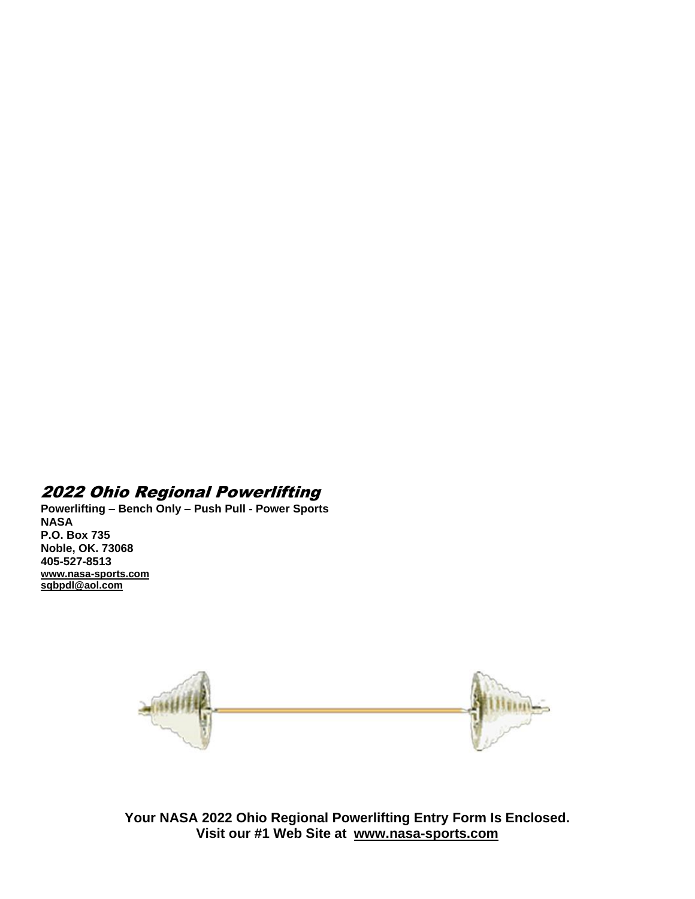*2022 Ohio Regional Powerlifting*

**Powerlifting – Bench Only – Push Pull - Power Sports**
**NASA**
**P.O. Box 735**
**Noble, OK. 73068**
**405-527-8513**
**www.nasa-sports.com**
**sqbpdl@aol.com**

**Your NASA 2022 Ohio Regional Powerlifting Entry Form Is Enclosed.**
**Visit our #1 Web Site at www.nasa-sports.com**